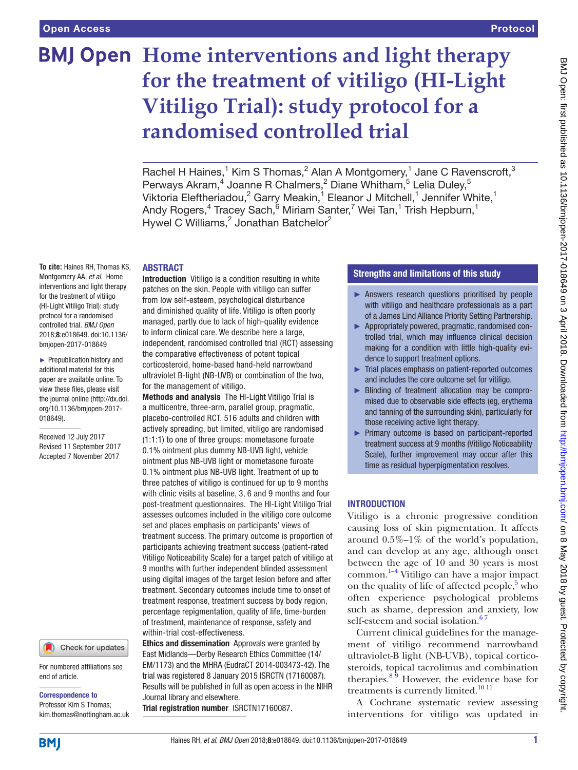Open Access | Protocol

# Home interventions and light therapy for the treatment of vitiligo (HI-Light Vitiligo Trial): study protocol for a randomised controlled trial

Rachel H Haines,[1] Kim S Thomas,[2] Alan A Montgomery,[1] Jane C Ravenscroft,[3] Perways Akram,[4] Joanne R Chalmers,[2] Diane Whitham,[5] Lelia Duley,[5] Viktoria Eleftheriadou,[2] Garry Meakin,[1] Eleanor J Mitchell,[1] Jennifer White,[1] Andy Rogers,[4] Tracey Sach,[6] Miriam Santer,[7] Wei Tan,[1] Trish Hepburn,[1] Hywel C Williams,[2] Jonathan Batchelor[2]

**To cite:** Haines RH, Thomas KS, Montgomery AA, *et al*. Home interventions and light therapy for the treatment of vitiligo (HI-Light Vitiligo Trial): study protocol for a randomised controlled trial. *BMJ Open* 2018;**8**:e018649. doi:10.1136/bmjopen-2017-018649

► Prepublication history and additional material for this paper are available online. To view these files, please visit the journal online (http://dx.doi.org/10.1136/bmjopen-2017-018649).

Received 12 July 2017
Revised 11 September 2017
Accepted 7 November 2017

## ABSTRACT

**Introduction** Vitiligo is a condition resulting in white patches on the skin. People with vitiligo can suffer from low self-esteem, psychological disturbance and diminished quality of life. Vitiligo is often poorly managed, partly due to lack of high-quality evidence to inform clinical care. We describe here a large, independent, randomised controlled trial (RCT) assessing the comparative effectiveness of potent topical corticosteroid, home-based hand-held narrowband ultraviolet B-light (NB-UVB) or combination of the two, for the management of vitiligo.

**Methods and analysis** The HI-Light Vitiligo Trial is a multicentre, three-arm, parallel group, pragmatic, placebo-controlled RCT. 516 adults and children with actively spreading, but limited, vitiligo are randomised (1:1:1) to one of three groups: mometasone furoate 0.1% ointment plus dummy NB-UVB light, vehicle ointment plus NB-UVB light or mometasone furoate 0.1% ointment plus NB-UVB light. Treatment of up to three patches of vitiligo is continued for up to 9 months with clinic visits at baseline, 3, 6 and 9 months and four post-treatment questionnaires. The HI-Light Vitiligo Trial assesses outcomes included in the vitiligo core outcome set and places emphasis on participants' views of treatment success. The primary outcome is proportion of participants achieving treatment success (patient-rated Vitiligo Noticeability Scale) for a target patch of vitiligo at 9 months with further independent blinded assessment using digital images of the target lesion before and after treatment. Secondary outcomes include time to onset of treatment response, treatment success by body region, percentage repigmentation, quality of life, time-burden of treatment, maintenance of response, safety and within-trial cost-effectiveness.

**Ethics and dissemination** Approvals were granted by East Midlands—Derby Research Ethics Committee (14/EM/1173) and the MHRA (EudraCT 2014-003473-42). The trial was registered 8 January 2015 ISRCTN (17160087). Results will be published in full as open access in the NIHR Journal library and elsewhere.

**Trial registration number** ISRCTN17160087.

## Strengths and limitations of this study

- ► Answers research questions prioritised by people with vitiligo and healthcare professionals as a part of a James Lind Alliance Priority Setting Partnership.
- ► Appropriately powered, pragmatic, randomised controlled trial, which may influence clinical decision making for a condition with little high-quality evidence to support treatment options.
- ► Trial places emphasis on patient-reported outcomes and includes the core outcome set for vitiligo.
- ► Blinding of treatment allocation may be compromised due to observable side effects (eg, erythema and tanning of the surrounding skin), particularly for those receiving active light therapy.
- ► Primary outcome is based on participant-reported treatment success at 9 months (Vitiligo Noticeability Scale), further improvement may occur after this time as residual hyperpigmentation resolves.

## INTRODUCTION

Vitiligo is a chronic progressive condition causing loss of skin pigmentation. It affects around 0.5%–1% of the world's population, and can develop at any age, although onset between the age of 10 and 30 years is most common.[1–4] Vitiligo can have a major impact on the quality of life of affected people,[5] who often experience psychological problems such as shame, depression and anxiety, low self-esteem and social isolation.[6,7]

Current clinical guidelines for the management of vitiligo recommend narrowband ultraviolet-B light (NB-UVB), topical corticosteroids, topical tacrolimus and combination therapies.[8,9] However, the evidence base for treatments is currently limited.[10,11]

A Cochrane systematic review assessing interventions for vitiligo was updated in

For numbered affiliations see end of article.

**Correspondence to**
Professor Kim S Thomas; kim.thomas@nottingham.ac.uk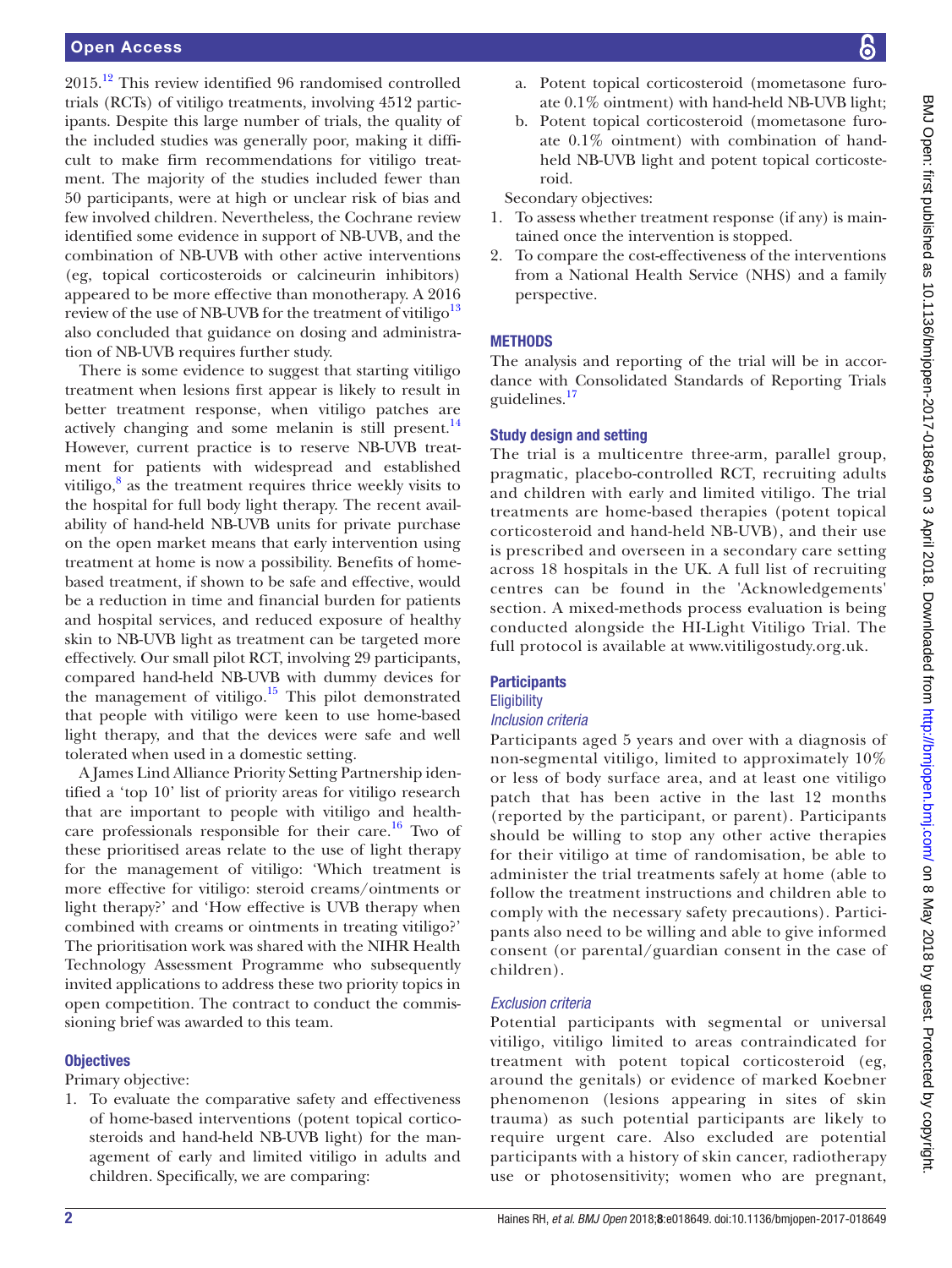2015.[12] This review identified 96 randomised controlled trials (RCTs) of vitiligo treatments, involving 4512 participants. Despite this large number of trials, the quality of the included studies was generally poor, making it difficult to make firm recommendations for vitiligo treatment. The majority of the studies included fewer than 50 participants, were at high or unclear risk of bias and few involved children. Nevertheless, the Cochrane review identified some evidence in support of NB-UVB, and the combination of NB-UVB with other active interventions (eg, topical corticosteroids or calcineurin inhibitors) appeared to be more effective than monotherapy. A 2016 review of the use of NB-UVB for the treatment of vitiligo[13] also concluded that guidance on dosing and administration of NB-UVB requires further study.

There is some evidence to suggest that starting vitiligo treatment when lesions first appear is likely to result in better treatment response, when vitiligo patches are actively changing and some melanin is still present.[14] However, current practice is to reserve NB-UVB treatment for patients with widespread and established vitiligo,[8] as the treatment requires thrice weekly visits to the hospital for full body light therapy. The recent availability of hand-held NB-UVB units for private purchase on the open market means that early intervention using treatment at home is now a possibility. Benefits of home-based treatment, if shown to be safe and effective, would be a reduction in time and financial burden for patients and hospital services, and reduced exposure of healthy skin to NB-UVB light as treatment can be targeted more effectively. Our small pilot RCT, involving 29 participants, compared hand-held NB-UVB with dummy devices for the management of vitiligo.[15] This pilot demonstrated that people with vitiligo were keen to use home-based light therapy, and that the devices were safe and well tolerated when used in a domestic setting.

A James Lind Alliance Priority Setting Partnership identified a 'top 10' list of priority areas for vitiligo research that are important to people with vitiligo and healthcare professionals responsible for their care.[16] Two of these prioritised areas relate to the use of light therapy for the management of vitiligo: 'Which treatment is more effective for vitiligo: steroid creams/ointments or light therapy?' and 'How effective is UVB therapy when combined with creams or ointments in treating vitiligo?' The prioritisation work was shared with the NIHR Health Technology Assessment Programme who subsequently invited applications to address these two priority topics in open competition. The contract to conduct the commissioning brief was awarded to this team.

## Objectives

Primary objective:

1. To evaluate the comparative safety and effectiveness of home-based interventions (potent topical corticosteroids and hand-held NB-UVB light) for the management of early and limited vitiligo in adults and children. Specifically, we are comparing:
   a. Potent topical corticosteroid (mometasone furoate 0.1% ointment) with hand-held NB-UVB light;
   b. Potent topical corticosteroid (mometasone furoate 0.1% ointment) with combination of hand-held NB-UVB light and potent topical corticosteroid.

Secondary objectives:

1. To assess whether treatment response (if any) is maintained once the intervention is stopped.
2. To compare the cost-effectiveness of the interventions from a National Health Service (NHS) and a family perspective.

## METHODS

The analysis and reporting of the trial will be in accordance with Consolidated Standards of Reporting Trials guidelines.[17]

### Study design and setting

The trial is a multicentre three-arm, parallel group, pragmatic, placebo-controlled RCT, recruiting adults and children with early and limited vitiligo. The trial treatments are home-based therapies (potent topical corticosteroid and hand-held NB-UVB), and their use is prescribed and overseen in a secondary care setting across 18 hospitals in the UK. A full list of recruiting centres can be found in the 'Acknowledgements' section. A mixed-methods process evaluation is being conducted alongside the HI-Light Vitiligo Trial. The full protocol is available at www.vitiligostudy.org.uk.

### Participants

#### Eligibility

*Inclusion criteria*

Participants aged 5 years and over with a diagnosis of non-segmental vitiligo, limited to approximately 10% or less of body surface area, and at least one vitiligo patch that has been active in the last 12 months (reported by the participant, or parent). Participants should be willing to stop any other active therapies for their vitiligo at time of randomisation, be able to administer the trial treatments safely at home (able to follow the treatment instructions and children able to comply with the necessary safety precautions). Participants also need to be willing and able to give informed consent (or parental/guardian consent in the case of children).

*Exclusion criteria*

Potential participants with segmental or universal vitiligo, vitiligo limited to areas contraindicated for treatment with potent topical corticosteroid (eg, around the genitals) or evidence of marked Koebner phenomenon (lesions appearing in sites of skin trauma) as such potential participants are likely to require urgent care. Also excluded are potential participants with a history of skin cancer, radiotherapy use or photosensitivity; women who are pregnant,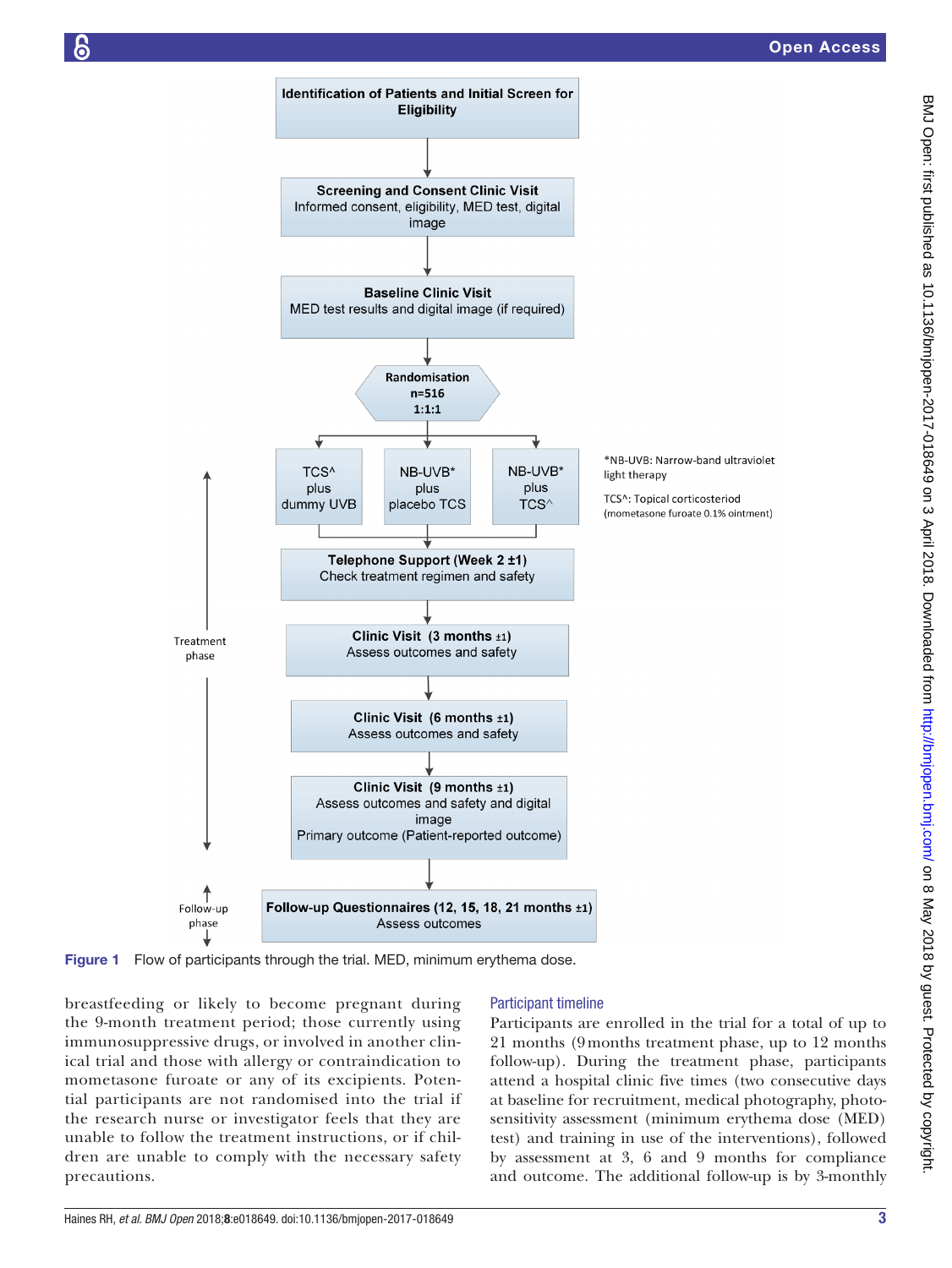Identification of Patients and Initial Screen for Eligibility

Screening and Consent Clinic Visit
Informed consent, eligibility, MED test, digital image

Baseline Clinic Visit
MED test results and digital image (if required)

Randomisation
n=516
1:1:1

TCS^ plus dummy UVB | NB-UVB* plus placebo TCS | NB-UVB* plus TCS^

*NB-UVB: Narrow-band ultraviolet light therapy

TCS^: Topical corticosteriod (mometasone furoate 0.1% ointment)

Telephone Support (Week 2 ±1)
Check treatment regimen and safety

Clinic Visit (3 months ±1)
Assess outcomes and safety

Clinic Visit (6 months ±1)
Assess outcomes and safety

Clinic Visit (9 months ±1)
Assess outcomes and safety and digital image
Primary outcome (Patient-reported outcome)

Treatment phase

Follow-up Questionnaires (12, 15, 18, 21 months ±1)
Assess outcomes

Follow-up phase

**Figure 1** Flow of participants through the trial. MED, minimum erythema dose.

breastfeeding or likely to become pregnant during the 9-month treatment period; those currently using immunosuppressive drugs, or involved in another clinical trial and those with allergy or contraindication to mometasone furoate or any of its excipients. Potential participants are not randomised into the trial if the research nurse or investigator feels that they are unable to follow the treatment instructions, or if children are unable to comply with the necessary safety precautions.

### Participant timeline

Participants are enrolled in the trial for a total of up to 21 months (9 months treatment phase, up to 12 months follow-up). During the treatment phase, participants attend a hospital clinic five times (two consecutive days at baseline for recruitment, medical photography, photosensitivity assessment (minimum erythema dose (MED) test) and training in use of the interventions), followed by assessment at 3, 6 and 9 months for compliance and outcome. The additional follow-up is by 3-monthly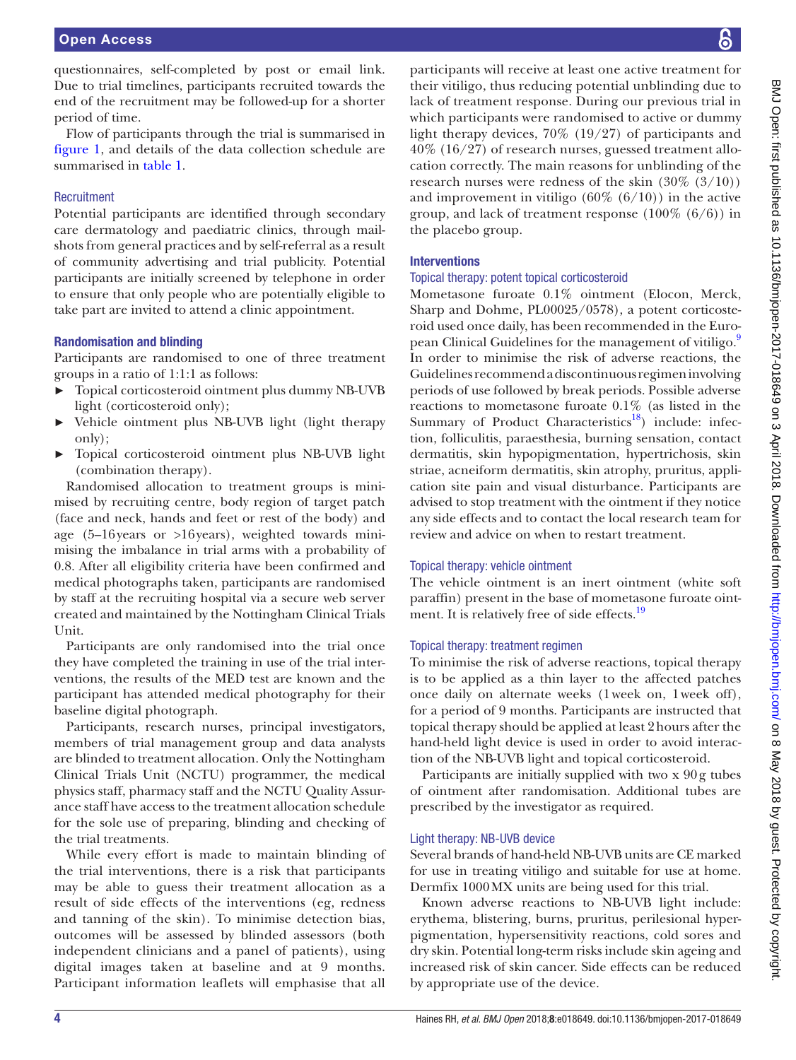questionnaires, self-completed by post or email link. Due to trial timelines, participants recruited towards the end of the recruitment may be followed-up for a shorter period of time.

Flow of participants through the trial is summarised in figure 1, and details of the data collection schedule are summarised in table 1.

### Recruitment

Potential participants are identified through secondary care dermatology and paediatric clinics, through mailshots from general practices and by self-referral as a result of community advertising and trial publicity. Potential participants are initially screened by telephone in order to ensure that only people who are potentially eligible to take part are invited to attend a clinic appointment.

### Randomisation and blinding

Participants are randomised to one of three treatment groups in a ratio of 1:1:1 as follows:

- Topical corticosteroid ointment plus dummy NB-UVB light (corticosteroid only);
- Vehicle ointment plus NB-UVB light (light therapy only);
- Topical corticosteroid ointment plus NB-UVB light (combination therapy).

Randomised allocation to treatment groups is minimised by recruiting centre, body region of target patch (face and neck, hands and feet or rest of the body) and age (5–16 years or >16 years), weighted towards minimising the imbalance in trial arms with a probability of 0.8. After all eligibility criteria have been confirmed and medical photographs taken, participants are randomised by staff at the recruiting hospital via a secure web server created and maintained by the Nottingham Clinical Trials Unit.

Participants are only randomised into the trial once they have completed the training in use of the trial interventions, the results of the MED test are known and the participant has attended medical photography for their baseline digital photograph.

Participants, research nurses, principal investigators, members of trial management group and data analysts are blinded to treatment allocation. Only the Nottingham Clinical Trials Unit (NCTU) programmer, the medical physics staff, pharmacy staff and the NCTU Quality Assurance staff have access to the treatment allocation schedule for the sole use of preparing, blinding and checking of the trial treatments.

While every effort is made to maintain blinding of the trial interventions, there is a risk that participants may be able to guess their treatment allocation as a result of side effects of the interventions (eg, redness and tanning of the skin). To minimise detection bias, outcomes will be assessed by blinded assessors (both independent clinicians and a panel of patients), using digital images taken at baseline and at 9 months. Participant information leaflets will emphasise that all participants will receive at least one active treatment for their vitiligo, thus reducing potential unblinding due to lack of treatment response. During our previous trial in which participants were randomised to active or dummy light therapy devices, 70% (19/27) of participants and 40% (16/27) of research nurses, guessed treatment allocation correctly. The main reasons for unblinding of the research nurses were redness of the skin (30% (3/10)) and improvement in vitiligo (60% (6/10)) in the active group, and lack of treatment response (100% (6/6)) in the placebo group.

## Interventions

### Topical therapy: potent topical corticosteroid

Mometasone furoate 0.1% ointment (Elocon, Merck, Sharp and Dohme, PL00025/0578), a potent corticosteroid used once daily, has been recommended in the European Clinical Guidelines for the management of vitiligo.[9] In order to minimise the risk of adverse reactions, the Guidelines recommend a discontinuous regimen involving periods of use followed by break periods. Possible adverse reactions to mometasone furoate 0.1% (as listed in the Summary of Product Characteristics[18]) include: infection, folliculitis, paraesthesia, burning sensation, contact dermatitis, skin hypopigmentation, hypertrichosis, skin striae, acneiform dermatitis, skin atrophy, pruritus, application site pain and visual disturbance. Participants are advised to stop treatment with the ointment if they notice any side effects and to contact the local research team for review and advice on when to restart treatment.

### Topical therapy: vehicle ointment

The vehicle ointment is an inert ointment (white soft paraffin) present in the base of mometasone furoate ointment. It is relatively free of side effects.[19]

### Topical therapy: treatment regimen

To minimise the risk of adverse reactions, topical therapy is to be applied as a thin layer to the affected patches once daily on alternate weeks (1 week on, 1 week off), for a period of 9 months. Participants are instructed that topical therapy should be applied at least 2 hours after the hand-held light device is used in order to avoid interaction of the NB-UVB light and topical corticosteroid.

Participants are initially supplied with two x 90 g tubes of ointment after randomisation. Additional tubes are prescribed by the investigator as required.

### Light therapy: NB-UVB device

Several brands of hand-held NB-UVB units are CE marked for use in treating vitiligo and suitable for use at home. Dermfix 1000 MX units are being used for this trial.

Known adverse reactions to NB-UVB light include: erythema, blistering, burns, pruritus, perilesional hyperpigmentation, hypersensitivity reactions, cold sores and dry skin. Potential long-term risks include skin ageing and increased risk of skin cancer. Side effects can be reduced by appropriate use of the device.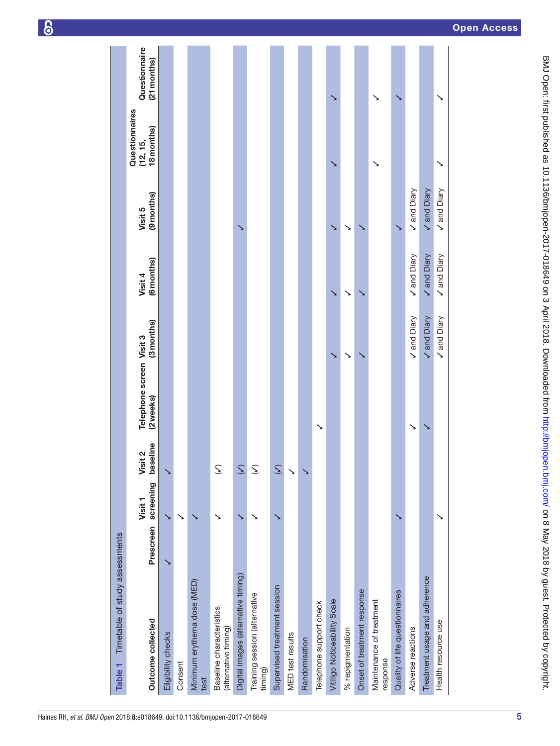**Table 1** Timetable of study assessments

| Outcome collected | Prescreen | Visit 1 screening | Visit 2 baseline | Telephone screen (2 weeks) | Visit 3 (3 months) | Visit 4 (6 months) | Visit 5 (9 months) | Questionnaires (12, 15, 18 months) | Questionnaire (21 months) |
|---|---|---|---|---|---|---|---|---|---|
| Eligibility checks | ✓ | ✓ | ✓ | | | | | | |
| Consent | | ✓ | | | | | | | |
| Minimum erythema dose (MED) test | | ✓ | | | | | | | |
| Baseline characteristics (alternative timing) | | ✓ | (✓) | | | | | | |
| Digital images (alternative timing) | | ✓ | (✓) | | | | ✓ | | |
| Training session (alternative timing) | | ✓ | (✓) | | | | | | |
| Supervised treatment session | | ✓ | (✓) | | | | | | |
| MED test results | | | ✓ | | | | | | |
| Randomisation | | | ✓ | | | | | | |
| Telephone support check | | | | ✓ | | | | | |
| Vitiligo Noticeability Scale | | | | | ✓ | ✓ | ✓ | ✓ | ✓ |
| % repigmentation | | | | | ✓ | ✓ | ✓ | | |
| Onset of treatment response | | | | | ✓ | ✓ | ✓ | | |
| Maintenance of treatment response | | | | | | | | ✓ | ✓ |
| Quality of life questionnaires | | ✓ | | | | | ✓ | | ✓ |
| Adverse reactions | | | | ✓ | ✓ and Diary | ✓ and Diary | ✓ and Diary | | |
| Treatment usage and adherence | | | | ✓ | ✓ and Diary | ✓ and Diary | ✓ and Diary | | |
| Health resource use | | ✓ | | | ✓ and Diary | ✓ and Diary | ✓ and Diary | ✓ | ✓ |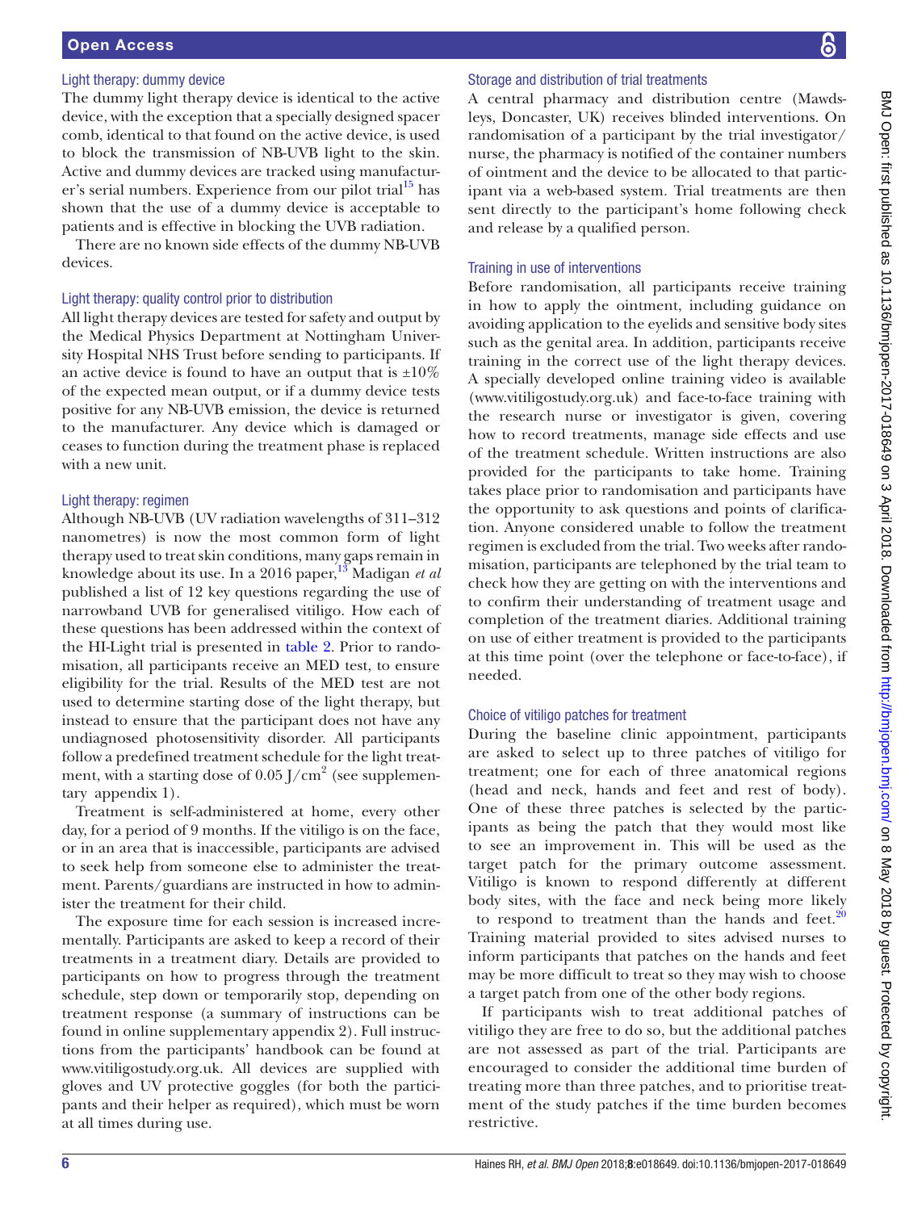### Light therapy: dummy device

The dummy light therapy device is identical to the active device, with the exception that a specially designed spacer comb, identical to that found on the active device, is used to block the transmission of NB-UVB light to the skin. Active and dummy devices are tracked using manufacturer's serial numbers. Experience from our pilot trial[15] has shown that the use of a dummy device is acceptable to patients and is effective in blocking the UVB radiation.

There are no known side effects of the dummy NB-UVB devices.

### Light therapy: quality control prior to distribution

All light therapy devices are tested for safety and output by the Medical Physics Department at Nottingham University Hospital NHS Trust before sending to participants. If an active device is found to have an output that is ±10% of the expected mean output, or if a dummy device tests positive for any NB-UVB emission, the device is returned to the manufacturer. Any device which is damaged or ceases to function during the treatment phase is replaced with a new unit.

### Light therapy: regimen

Although NB-UVB (UV radiation wavelengths of 311–312 nanometres) is now the most common form of light therapy used to treat skin conditions, many gaps remain in knowledge about its use. In a 2016 paper,[13] Madigan *et al* published a list of 12 key questions regarding the use of narrowband UVB for generalised vitiligo. How each of these questions has been addressed within the context of the HI-Light trial is presented in table 2. Prior to randomisation, all participants receive an MED test, to ensure eligibility for the trial. Results of the MED test are not used to determine starting dose of the light therapy, but instead to ensure that the participant does not have any undiagnosed photosensitivity disorder. All participants follow a predefined treatment schedule for the light treatment, with a starting dose of 0.05 J/cm$^2$ (see supplementary appendix 1).

Treatment is self-administered at home, every other day, for a period of 9 months. If the vitiligo is on the face, or in an area that is inaccessible, participants are advised to seek help from someone else to administer the treatment. Parents/guardians are instructed in how to administer the treatment for their child.

The exposure time for each session is increased incrementally. Participants are asked to keep a record of their treatments in a treatment diary. Details are provided to participants on how to progress through the treatment schedule, step down or temporarily stop, depending on treatment response (a summary of instructions can be found in online supplementary appendix 2). Full instructions from the participants' handbook can be found at www.vitiligostudy.org.uk. All devices are supplied with gloves and UV protective goggles (for both the participants and their helper as required), which must be worn at all times during use.

### Storage and distribution of trial treatments

A central pharmacy and distribution centre (Mawdsleys, Doncaster, UK) receives blinded interventions. On randomisation of a participant by the trial investigator/nurse, the pharmacy is notified of the container numbers of ointment and the device to be allocated to that participant via a web-based system. Trial treatments are then sent directly to the participant's home following check and release by a qualified person.

### Training in use of interventions

Before randomisation, all participants receive training in how to apply the ointment, including guidance on avoiding application to the eyelids and sensitive body sites such as the genital area. In addition, participants receive training in the correct use of the light therapy devices. A specially developed online training video is available (www.vitiligostudy.org.uk) and face-to-face training with the research nurse or investigator is given, covering how to record treatments, manage side effects and use of the treatment schedule. Written instructions are also provided for the participants to take home. Training takes place prior to randomisation and participants have the opportunity to ask questions and points of clarification. Anyone considered unable to follow the treatment regimen is excluded from the trial. Two weeks after randomisation, participants are telephoned by the trial team to check how they are getting on with the interventions and to confirm their understanding of treatment usage and completion of the treatment diaries. Additional training on use of either treatment is provided to the participants at this time point (over the telephone or face-to-face), if needed.

### Choice of vitiligo patches for treatment

During the baseline clinic appointment, participants are asked to select up to three patches of vitiligo for treatment; one for each of three anatomical regions (head and neck, hands and feet and rest of body). One of these three patches is selected by the participants as being the patch that they would most like to see an improvement in. This will be used as the target patch for the primary outcome assessment. Vitiligo is known to respond differently at different body sites, with the face and neck being more likely to respond to treatment than the hands and feet.[20] Training material provided to sites advised nurses to inform participants that patches on the hands and feet may be more difficult to treat so they may wish to choose a target patch from one of the other body regions.

If participants wish to treat additional patches of vitiligo they are free to do so, but the additional patches are not assessed as part of the trial. Participants are encouraged to consider the additional time burden of treating more than three patches, and to prioritise treatment of the study patches if the time burden becomes restrictive.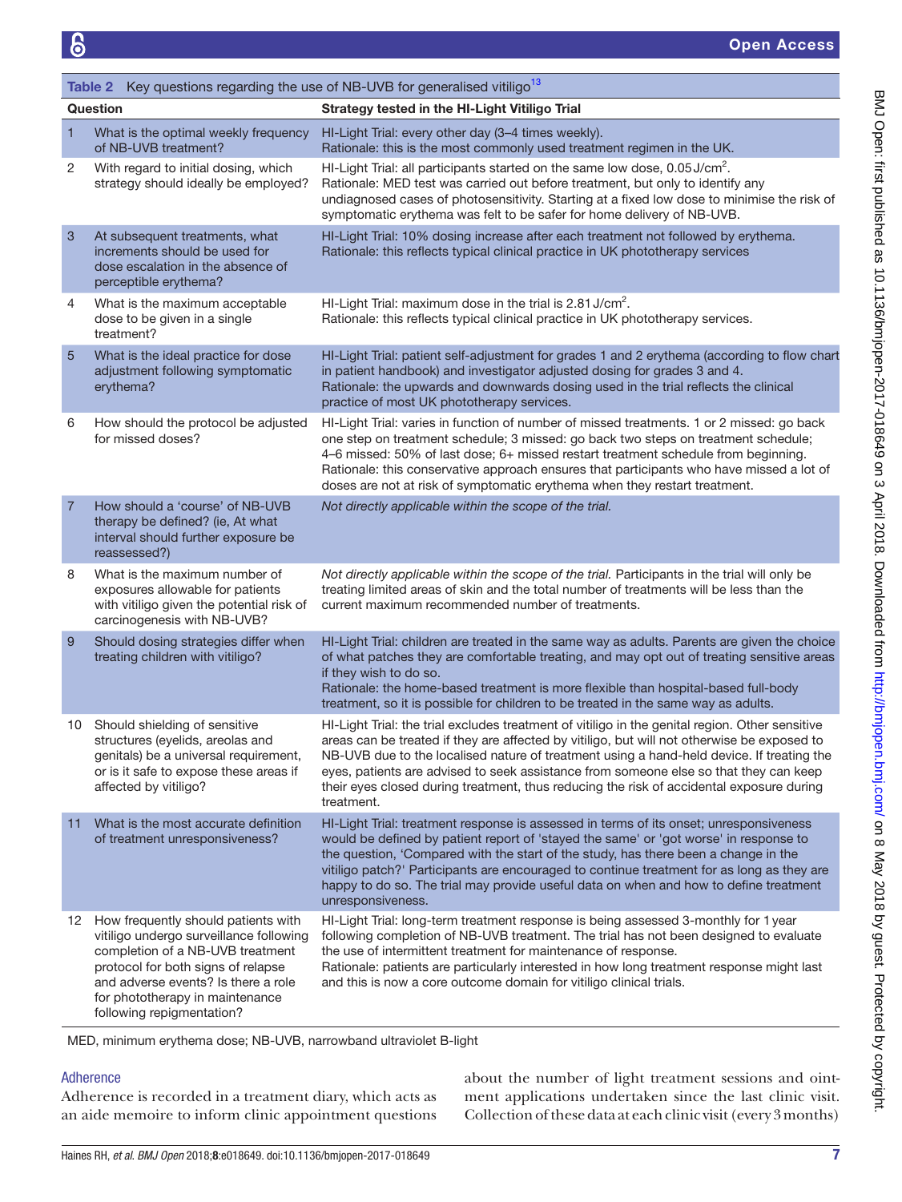**Table 2** Key questions regarding the use of NB-UVB for generalised vitiligo[13]

| | Question | Strategy tested in the HI-Light Vitiligo Trial |
|---|---|---|
| 1 | What is the optimal weekly frequency of NB-UVB treatment? | HI-Light Trial: every other day (3–4 times weekly). Rationale: this is the most commonly used treatment regimen in the UK. |
| 2 | With regard to initial dosing, which strategy should ideally be employed? | HI-Light Trial: all participants started on the same low dose, 0.05 J/cm$^2$. Rationale: MED test was carried out before treatment, but only to identify any undiagnosed cases of photosensitivity. Starting at a fixed low dose to minimise the risk of symptomatic erythema was felt to be safer for home delivery of NB-UVB. |
| 3 | At subsequent treatments, what increments should be used for dose escalation in the absence of perceptible erythema? | HI-Light Trial: 10% dosing increase after each treatment not followed by erythema. Rationale: this reflects typical clinical practice in UK phototherapy services |
| 4 | What is the maximum acceptable dose to be given in a single treatment? | HI-Light Trial: maximum dose in the trial is 2.81 J/cm$^2$. Rationale: this reflects typical clinical practice in UK phototherapy services. |
| 5 | What is the ideal practice for dose adjustment following symptomatic erythema? | HI-Light Trial: patient self-adjustment for grades 1 and 2 erythema (according to flow chart in patient handbook) and investigator adjusted dosing for grades 3 and 4. Rationale: the upwards and downwards dosing used in the trial reflects the clinical practice of most UK phototherapy services. |
| 6 | How should the protocol be adjusted for missed doses? | HI-Light Trial: varies in function of number of missed treatments. 1 or 2 missed: go back one step on treatment schedule; 3 missed: go back two steps on treatment schedule; 4–6 missed: 50% of last dose; 6+ missed restart treatment schedule from beginning. Rationale: this conservative approach ensures that participants who have missed a lot of doses are not at risk of symptomatic erythema when they restart treatment. |
| 7 | How should a 'course' of NB-UVB therapy be defined? (ie, At what interval should further exposure be reassessed?) | *Not directly applicable within the scope of the trial.* |
| 8 | What is the maximum number of exposures allowable for patients with vitiligo given the potential risk of carcinogenesis with NB-UVB? | *Not directly applicable within the scope of the trial.* Participants in the trial will only be treating limited areas of skin and the total number of treatments will be less than the current maximum recommended number of treatments. |
| 9 | Should dosing strategies differ when treating children with vitiligo? | HI-Light Trial: children are treated in the same way as adults. Parents are given the choice of what patches they are comfortable treating, and may opt out of treating sensitive areas if they wish to do so. Rationale: the home-based treatment is more flexible than hospital-based full-body treatment, so it is possible for children to be treated in the same way as adults. |
| 10 | Should shielding of sensitive structures (eyelids, areolas and genitals) be a universal requirement, or is it safe to expose these areas if affected by vitiligo? | HI-Light Trial: the trial excludes treatment of vitiligo in the genital region. Other sensitive areas can be treated if they are affected by vitiligo, but will not otherwise be exposed to NB-UVB due to the localised nature of treatment using a hand-held device. If treating the eyes, patients are advised to seek assistance from someone else so that they can keep their eyes closed during treatment, thus reducing the risk of accidental exposure during treatment. |
| 11 | What is the most accurate definition of treatment unresponsiveness? | HI-Light Trial: treatment response is assessed in terms of its onset; unresponsiveness would be defined by patient report of 'stayed the same' or 'got worse' in response to the question, 'Compared with the start of the study, has there been a change in the vitiligo patch?' Participants are encouraged to continue treatment for as long as they are happy to do so. The trial may provide useful data on when and how to define treatment unresponsiveness. |
| 12 | How frequently should patients with vitiligo undergo surveillance following completion of a NB-UVB treatment protocol for both signs of relapse and adverse events? Is there a role for phototherapy in maintenance following repigmentation? | HI-Light Trial: long-term treatment response is being assessed 3-monthly for 1 year following completion of NB-UVB treatment. The trial has not been designed to evaluate the use of intermittent treatment for maintenance of response. Rationale: patients are particularly interested in how long treatment response might last and this is now a core outcome domain for vitiligo clinical trials. |

MED, minimum erythema dose; NB-UVB, narrowband ultraviolet B-light

### Adherence

Adherence is recorded in a treatment diary, which acts as an aide memoire to inform clinic appointment questions about the number of light treatment sessions and ointment applications undertaken since the last clinic visit. Collection of these data at each clinic visit (every 3 months)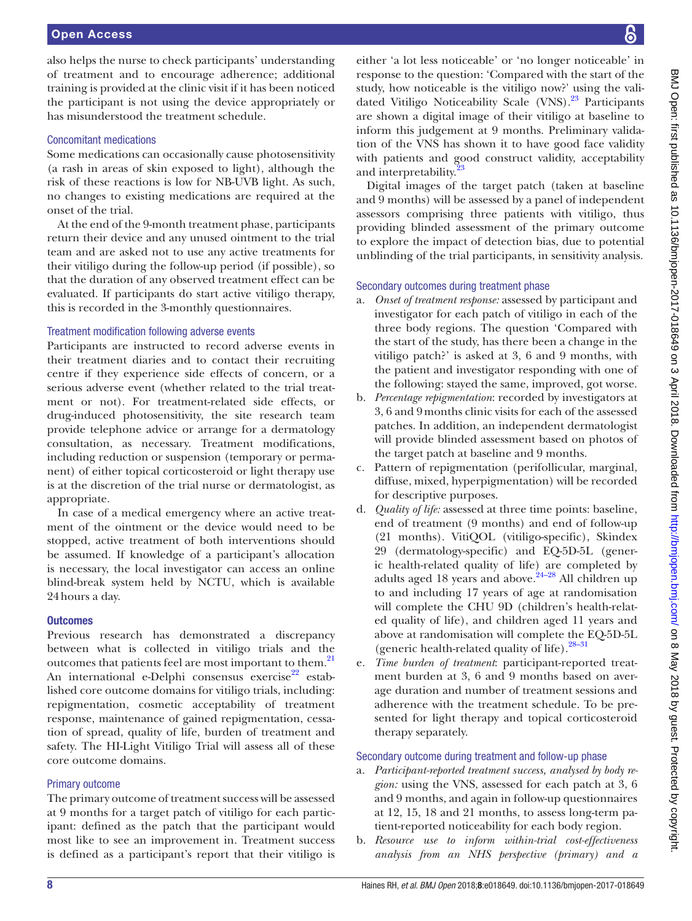also helps the nurse to check participants' understanding of treatment and to encourage adherence; additional training is provided at the clinic visit if it has been noticed the participant is not using the device appropriately or has misunderstood the treatment schedule.

### Concomitant medications

Some medications can occasionally cause photosensitivity (a rash in areas of skin exposed to light), although the risk of these reactions is low for NB-UVB light. As such, no changes to existing medications are required at the onset of the trial.

At the end of the 9-month treatment phase, participants return their device and any unused ointment to the trial team and are asked not to use any active treatments for their vitiligo during the follow-up period (if possible), so that the duration of any observed treatment effect can be evaluated. If participants do start active vitiligo therapy, this is recorded in the 3-monthly questionnaires.

### Treatment modification following adverse events

Participants are instructed to record adverse events in their treatment diaries and to contact their recruiting centre if they experience side effects of concern, or a serious adverse event (whether related to the trial treatment or not). For treatment-related side effects, or drug-induced photosensitivity, the site research team provide telephone advice or arrange for a dermatology consultation, as necessary. Treatment modifications, including reduction or suspension (temporary or permanent) of either topical corticosteroid or light therapy use is at the discretion of the trial nurse or dermatologist, as appropriate.

In case of a medical emergency where an active treatment of the ointment or the device would need to be stopped, active treatment of both interventions should be assumed. If knowledge of a participant's allocation is necessary, the local investigator can access an online blind-break system held by NCTU, which is available 24 hours a day.

## Outcomes

Previous research has demonstrated a discrepancy between what is collected in vitiligo trials and the outcomes that patients feel are most important to them.[21] An international e-Delphi consensus exercise[22] established core outcome domains for vitiligo trials, including: repigmentation, cosmetic acceptability of treatment response, maintenance of gained repigmentation, cessation of spread, quality of life, burden of treatment and safety. The HI-Light Vitiligo Trial will assess all of these core outcome domains.

### Primary outcome

The primary outcome of treatment success will be assessed at 9 months for a target patch of vitiligo for each participant: defined as the patch that the participant would most like to see an improvement in. Treatment success is defined as a participant's report that their vitiligo is either 'a lot less noticeable' or 'no longer noticeable' in response to the question: 'Compared with the start of the study, how noticeable is the vitiligo now?' using the validated Vitiligo Noticeability Scale (VNS).[23] Participants are shown a digital image of their vitiligo at baseline to inform this judgement at 9 months. Preliminary validation of the VNS has shown it to have good face validity with patients and good construct validity, acceptability and interpretability.[23]

Digital images of the target patch (taken at baseline and 9 months) will be assessed by a panel of independent assessors comprising three patients with vitiligo, thus providing blinded assessment of the primary outcome to explore the impact of detection bias, due to potential unblinding of the trial participants, in sensitivity analysis.

### Secondary outcomes during treatment phase

a. *Onset of treatment response:* assessed by participant and investigator for each patch of vitiligo in each of the three body regions. The question 'Compared with the start of the study, has there been a change in the vitiligo patch?' is asked at 3, 6 and 9 months, with the patient and investigator responding with one of the following: stayed the same, improved, got worse.
b. *Percentage repigmentation*: recorded by investigators at 3, 6 and 9 months clinic visits for each of the assessed patches. In addition, an independent dermatologist will provide blinded assessment based on photos of the target patch at baseline and 9 months.
c. Pattern of repigmentation (perifollicular, marginal, diffuse, mixed, hyperpigmentation) will be recorded for descriptive purposes.
d. *Quality of life:* assessed at three time points: baseline, end of treatment (9 months) and end of follow-up (21 months). VitiQOL (vitiligo-specific), Skindex 29 (dermatology-specific) and EQ-5D-5L (generic health-related quality of life) are completed by adults aged 18 years and above.[24–28] All children up to and including 17 years of age at randomisation will complete the CHU 9D (children's health-related quality of life), and children aged 11 years and above at randomisation will complete the EQ-5D-5L (generic health-related quality of life).[28–31]
e. *Time burden of treatment*: participant-reported treatment burden at 3, 6 and 9 months based on average duration and number of treatment sessions and adherence with the treatment schedule. To be presented for light therapy and topical corticosteroid therapy separately.

### Secondary outcome during treatment and follow-up phase

a. *Participant-reported treatment success, analysed by body region:* using the VNS, assessed for each patch at 3, 6 and 9 months, and again in follow-up questionnaires at 12, 15, 18 and 21 months, to assess long-term patient-reported noticeability for each body region.
b. *Resource use to inform within-trial cost-effectiveness analysis from an NHS perspective (primary) and a*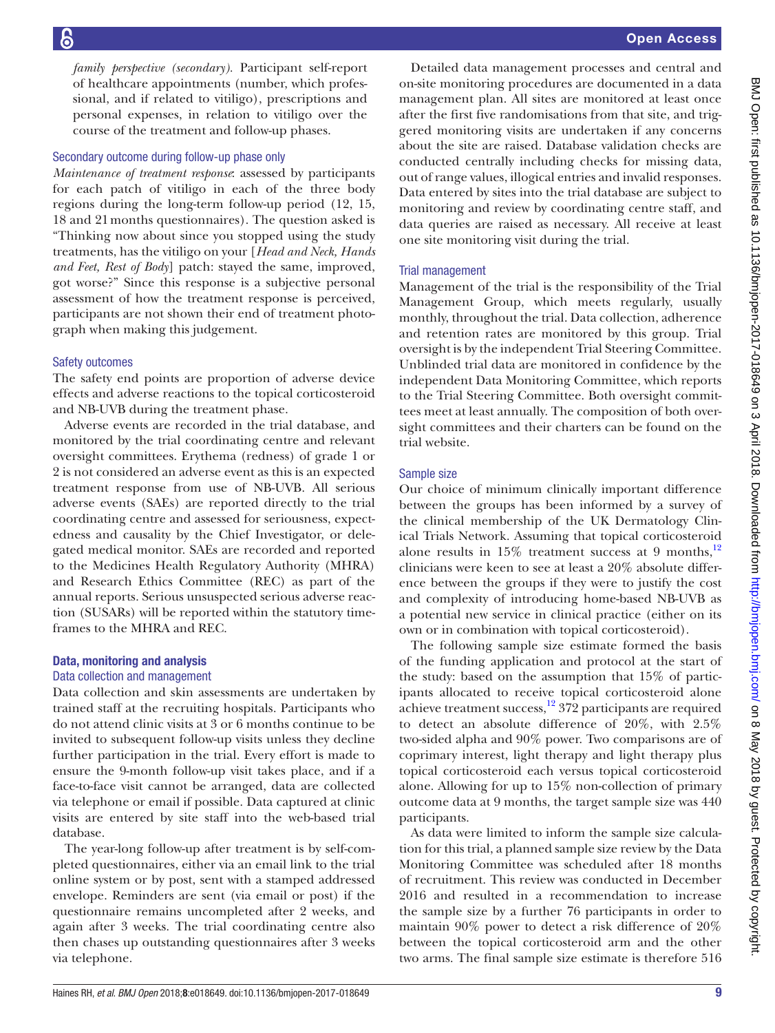*family perspective (secondary)*. Participant self-report of healthcare appointments (number, which professional, and if related to vitiligo), prescriptions and personal expenses, in relation to vitiligo over the course of the treatment and follow-up phases.

### Secondary outcome during follow-up phase only

*Maintenance of treatment response*: assessed by participants for each patch of vitiligo in each of the three body regions during the long-term follow-up period (12, 15, 18 and 21 months questionnaires). The question asked is "Thinking now about since you stopped using the study treatments, has the vitiligo on your [*Head and Neck, Hands and Feet, Rest of Body*] patch: stayed the same, improved, got worse?" Since this response is a subjective personal assessment of how the treatment response is perceived, participants are not shown their end of treatment photograph when making this judgement.

### Safety outcomes

The safety end points are proportion of adverse device effects and adverse reactions to the topical corticosteroid and NB-UVB during the treatment phase.

Adverse events are recorded in the trial database, and monitored by the trial coordinating centre and relevant oversight committees. Erythema (redness) of grade 1 or 2 is not considered an adverse event as this is an expected treatment response from use of NB-UVB. All serious adverse events (SAEs) are reported directly to the trial coordinating centre and assessed for seriousness, expectedness and causality by the Chief Investigator, or delegated medical monitor. SAEs are recorded and reported to the Medicines Health Regulatory Authority (MHRA) and Research Ethics Committee (REC) as part of the annual reports. Serious unsuspected serious adverse reaction (SUSARs) will be reported within the statutory timeframes to the MHRA and REC.

## Data, monitoring and analysis

### Data collection and management

Data collection and skin assessments are undertaken by trained staff at the recruiting hospitals. Participants who do not attend clinic visits at 3 or 6 months continue to be invited to subsequent follow-up visits unless they decline further participation in the trial. Every effort is made to ensure the 9-month follow-up visit takes place, and if a face-to-face visit cannot be arranged, data are collected via telephone or email if possible. Data captured at clinic visits are entered by site staff into the web-based trial database.

The year-long follow-up after treatment is by self-completed questionnaires, either via an email link to the trial online system or by post, sent with a stamped addressed envelope. Reminders are sent (via email or post) if the questionnaire remains uncompleted after 2 weeks, and again after 3 weeks. The trial coordinating centre also then chases up outstanding questionnaires after 3 weeks via telephone.

Detailed data management processes and central and on-site monitoring procedures are documented in a data management plan. All sites are monitored at least once after the first five randomisations from that site, and triggered monitoring visits are undertaken if any concerns about the site are raised. Database validation checks are conducted centrally including checks for missing data, out of range values, illogical entries and invalid responses. Data entered by sites into the trial database are subject to monitoring and review by coordinating centre staff, and data queries are raised as necessary. All receive at least one site monitoring visit during the trial.

### Trial management

Management of the trial is the responsibility of the Trial Management Group, which meets regularly, usually monthly, throughout the trial. Data collection, adherence and retention rates are monitored by this group. Trial oversight is by the independent Trial Steering Committee. Unblinded trial data are monitored in confidence by the independent Data Monitoring Committee, which reports to the Trial Steering Committee. Both oversight committees meet at least annually. The composition of both oversight committees and their charters can be found on the trial website.

### Sample size

Our choice of minimum clinically important difference between the groups has been informed by a survey of the clinical membership of the UK Dermatology Clinical Trials Network. Assuming that topical corticosteroid alone results in 15% treatment success at 9 months,[12] clinicians were keen to see at least a 20% absolute difference between the groups if they were to justify the cost and complexity of introducing home-based NB-UVB as a potential new service in clinical practice (either on its own or in combination with topical corticosteroid).

The following sample size estimate formed the basis of the funding application and protocol at the start of the study: based on the assumption that 15% of participants allocated to receive topical corticosteroid alone achieve treatment success,[12] 372 participants are required to detect an absolute difference of 20%, with 2.5% two-sided alpha and 90% power. Two comparisons are of coprimary interest, light therapy and light therapy plus topical corticosteroid each versus topical corticosteroid alone. Allowing for up to 15% non-collection of primary outcome data at 9 months, the target sample size was 440 participants.

As data were limited to inform the sample size calculation for this trial, a planned sample size review by the Data Monitoring Committee was scheduled after 18 months of recruitment. This review was conducted in December 2016 and resulted in a recommendation to increase the sample size by a further 76 participants in order to maintain 90% power to detect a risk difference of 20% between the topical corticosteroid arm and the other two arms. The final sample size estimate is therefore 516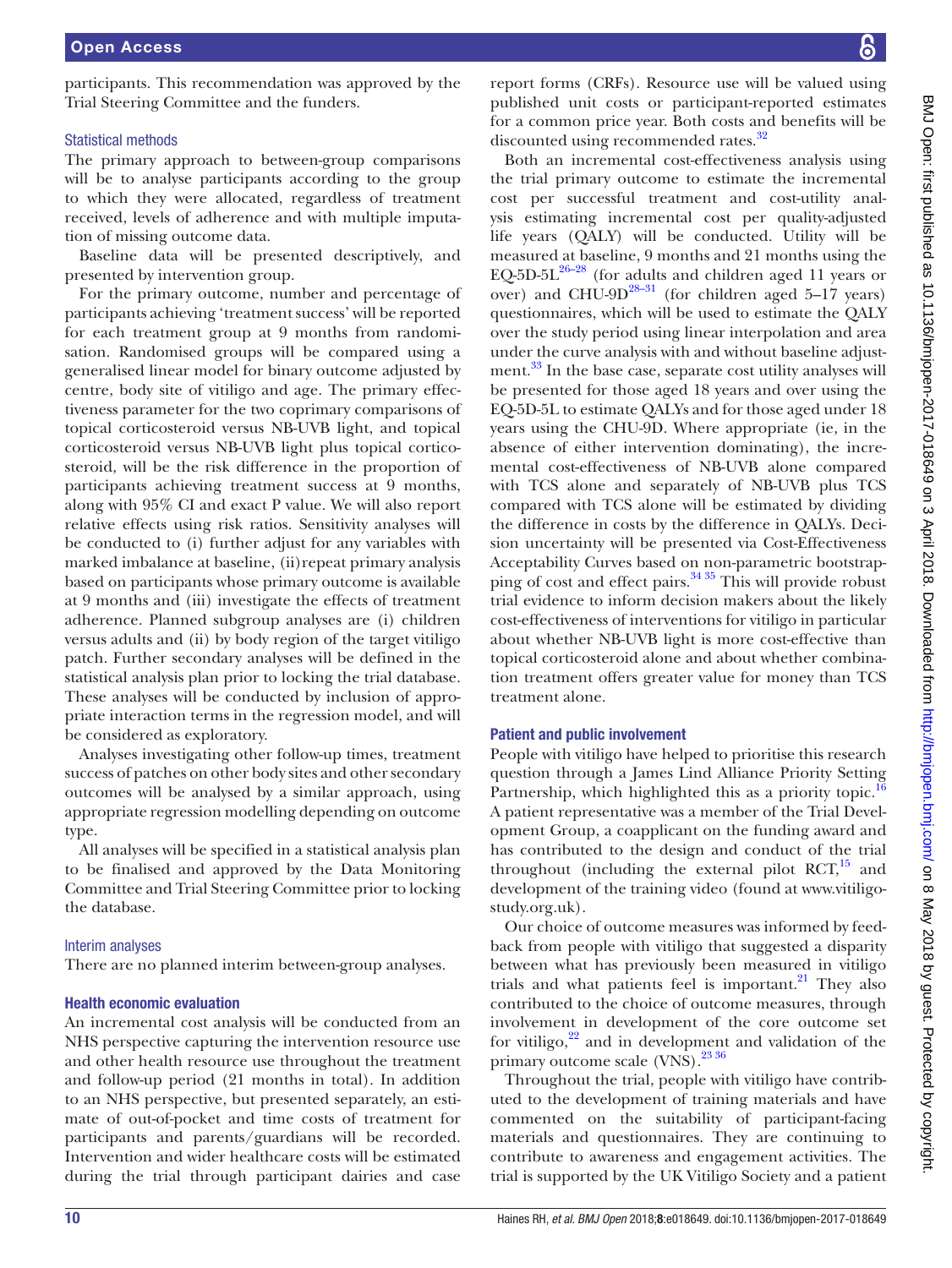participants. This recommendation was approved by the Trial Steering Committee and the funders.

### Statistical methods

The primary approach to between-group comparisons will be to analyse participants according to the group to which they were allocated, regardless of treatment received, levels of adherence and with multiple imputation of missing outcome data.

Baseline data will be presented descriptively, and presented by intervention group.

For the primary outcome, number and percentage of participants achieving 'treatment success' will be reported for each treatment group at 9 months from randomisation. Randomised groups will be compared using a generalised linear model for binary outcome adjusted by centre, body site of vitiligo and age. The primary effectiveness parameter for the two coprimary comparisons of topical corticosteroid versus NB-UVB light, and topical corticosteroid versus NB-UVB light plus topical corticosteroid, will be the risk difference in the proportion of participants achieving treatment success at 9 months, along with 95% CI and exact P value. We will also report relative effects using risk ratios. Sensitivity analyses will be conducted to (i) further adjust for any variables with marked imbalance at baseline, (ii) repeat primary analysis based on participants whose primary outcome is available at 9 months and (iii) investigate the effects of treatment adherence. Planned subgroup analyses are (i) children versus adults and (ii) by body region of the target vitiligo patch. Further secondary analyses will be defined in the statistical analysis plan prior to locking the trial database. These analyses will be conducted by inclusion of appropriate interaction terms in the regression model, and will be considered as exploratory.

Analyses investigating other follow-up times, treatment success of patches on other body sites and other secondary outcomes will be analysed by a similar approach, using appropriate regression modelling depending on outcome type.

All analyses will be specified in a statistical analysis plan to be finalised and approved by the Data Monitoring Committee and Trial Steering Committee prior to locking the database.

### Interim analyses

There are no planned interim between-group analyses.

## Health economic evaluation

An incremental cost analysis will be conducted from an NHS perspective capturing the intervention resource use and other health resource use throughout the treatment and follow-up period (21 months in total). In addition to an NHS perspective, but presented separately, an estimate of out-of-pocket and time costs of treatment for participants and parents/guardians will be recorded. Intervention and wider healthcare costs will be estimated during the trial through participant dairies and case report forms (CRFs). Resource use will be valued using published unit costs or participant-reported estimates for a common price year. Both costs and benefits will be discounted using recommended rates.[32]

Both an incremental cost-effectiveness analysis using the trial primary outcome to estimate the incremental cost per successful treatment and cost-utility analysis estimating incremental cost per quality-adjusted life years (QALY) will be conducted. Utility will be measured at baseline, 9 months and 21 months using the EQ-5D-5L[26–28] (for adults and children aged 11 years or over) and CHU-9D[28–31] (for children aged 5–17 years) questionnaires, which will be used to estimate the QALY over the study period using linear interpolation and area under the curve analysis with and without baseline adjustment.[33] In the base case, separate cost utility analyses will be presented for those aged 18 years and over using the EQ-5D-5L to estimate QALYs and for those aged under 18 years using the CHU-9D. Where appropriate (ie, in the absence of either intervention dominating), the incremental cost-effectiveness of NB-UVB alone compared with TCS alone and separately of NB-UVB plus TCS compared with TCS alone will be estimated by dividing the difference in costs by the difference in QALYs. Decision uncertainty will be presented via Cost-Effectiveness Acceptability Curves based on non-parametric bootstrapping of cost and effect pairs.[34 35] This will provide robust trial evidence to inform decision makers about the likely cost-effectiveness of interventions for vitiligo in particular about whether NB-UVB light is more cost-effective than topical corticosteroid alone and about whether combination treatment offers greater value for money than TCS treatment alone.

## Patient and public involvement

People with vitiligo have helped to prioritise this research question through a James Lind Alliance Priority Setting Partnership, which highlighted this as a priority topic.[16] A patient representative was a member of the Trial Development Group, a coapplicant on the funding award and has contributed to the design and conduct of the trial throughout (including the external pilot RCT,[15] and development of the training video (found at www.vitiligostudy.org.uk).

Our choice of outcome measures was informed by feedback from people with vitiligo that suggested a disparity between what has previously been measured in vitiligo trials and what patients feel is important.[21] They also contributed to the choice of outcome measures, through involvement in development of the core outcome set for vitiligo,[22] and in development and validation of the primary outcome scale (VNS).[23 36]

Throughout the trial, people with vitiligo have contributed to the development of training materials and have commented on the suitability of participant-facing materials and questionnaires. They are continuing to contribute to awareness and engagement activities. The trial is supported by the UK Vitiligo Society and a patient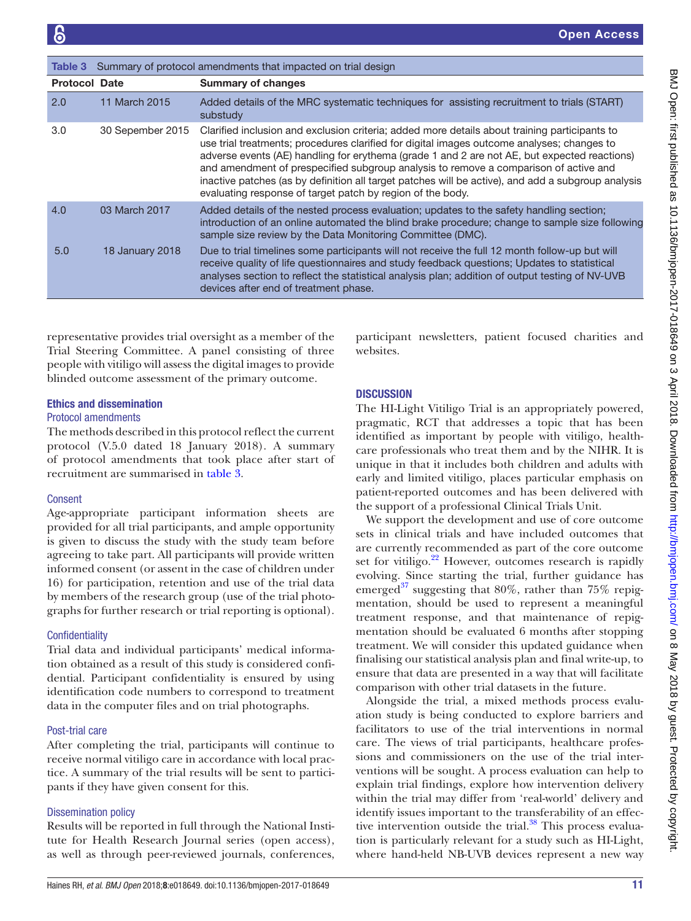Table 3 Summary of protocol amendments that impacted on trial design

| Protocol | Date | Summary of changes |
|---|---|---|
| 2.0 | 11 March 2015 | Added details of the MRC systematic techniques for assisting recruitment to trials (START) substudy |
| 3.0 | 30 Sepember 2015 | Clarified inclusion and exclusion criteria; added more details about training participants to use trial treatments; procedures clarified for digital images outcome analyses; changes to adverse events (AE) handling for erythema (grade 1 and 2 are not AE, but expected reactions) and amendment of prespecified subgroup analysis to remove a comparison of active and inactive patches (as by definition all target patches will be active), and add a subgroup analysis evaluating response of target patch by region of the body. |
| 4.0 | 03 March 2017 | Added details of the nested process evaluation; updates to the safety handling section; introduction of an online automated the blind brake procedure; change to sample size following sample size review by the Data Monitoring Committee (DMC). |
| 5.0 | 18 January 2018 | Due to trial timelines some participants will not receive the full 12 month follow-up but will receive quality of life questionnaires and study feedback questions; Updates to statistical analyses section to reflect the statistical analysis plan; addition of output testing of NV-UVB devices after end of treatment phase. |

representative provides trial oversight as a member of the Trial Steering Committee. A panel consisting of three people with vitiligo will assess the digital images to provide blinded outcome assessment of the primary outcome.

## Ethics and dissemination

### Protocol amendments

The methods described in this protocol reflect the current protocol (V.5.0 dated 18 January 2018). A summary of protocol amendments that took place after start of recruitment are summarised in table 3.

### Consent

Age-appropriate participant information sheets are provided for all trial participants, and ample opportunity is given to discuss the study with the study team before agreeing to take part. All participants will provide written informed consent (or assent in the case of children under 16) for participation, retention and use of the trial data by members of the research group (use of the trial photographs for further research or trial reporting is optional).

### Confidentiality

Trial data and individual participants' medical information obtained as a result of this study is considered confidential. Participant confidentiality is ensured by using identification code numbers to correspond to treatment data in the computer files and on trial photographs.

### Post-trial care

After completing the trial, participants will continue to receive normal vitiligo care in accordance with local practice. A summary of the trial results will be sent to participants if they have given consent for this.

### Dissemination policy

Results will be reported in full through the National Institute for Health Research Journal series (open access), as well as through peer-reviewed journals, conferences, participant newsletters, patient focused charities and websites.

## DISCUSSION

The HI-Light Vitiligo Trial is an appropriately powered, pragmatic, RCT that addresses a topic that has been identified as important by people with vitiligo, healthcare professionals who treat them and by the NIHR. It is unique in that it includes both children and adults with early and limited vitiligo, places particular emphasis on patient-reported outcomes and has been delivered with the support of a professional Clinical Trials Unit.

We support the development and use of core outcome sets in clinical trials and have included outcomes that are currently recommended as part of the core outcome set for vitiligo.[22] However, outcomes research is rapidly evolving. Since starting the trial, further guidance has emerged[37] suggesting that 80%, rather than 75% repigmentation, should be used to represent a meaningful treatment response, and that maintenance of repigmentation should be evaluated 6 months after stopping treatment. We will consider this updated guidance when finalising our statistical analysis plan and final write-up, to ensure that data are presented in a way that will facilitate comparison with other trial datasets in the future.

Alongside the trial, a mixed methods process evaluation study is being conducted to explore barriers and facilitators to use of the trial interventions in normal care. The views of trial participants, healthcare professions and commissioners on the use of the trial interventions will be sought. A process evaluation can help to explain trial findings, explore how intervention delivery within the trial may differ from 'real-world' delivery and identify issues important to the transferability of an effective intervention outside the trial.[38] This process evaluation is particularly relevant for a study such as HI-Light, where hand-held NB-UVB devices represent a new way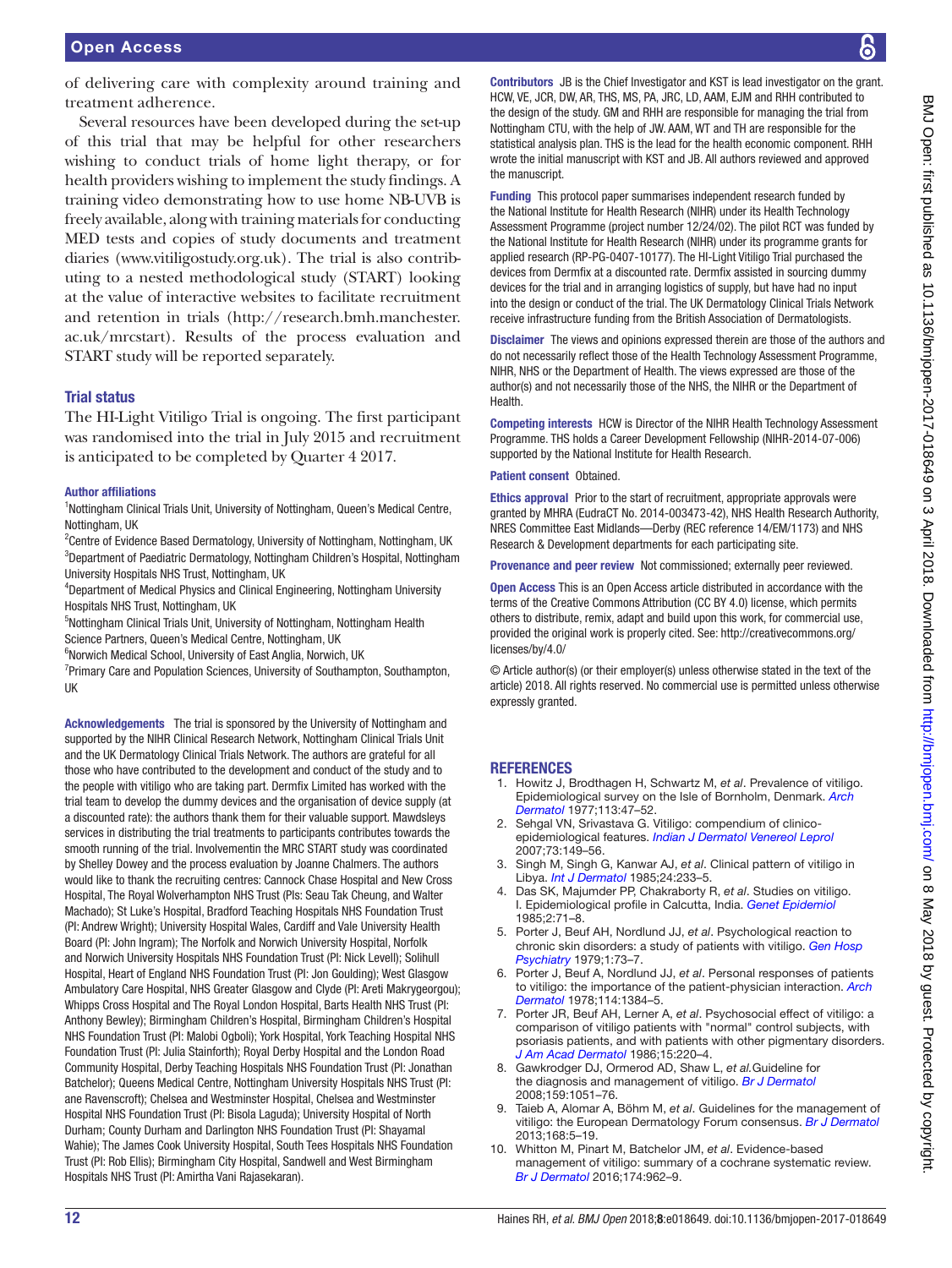of delivering care with complexity around training and treatment adherence.

Several resources have been developed during the set-up of this trial that may be helpful for other researchers wishing to conduct trials of home light therapy, or for health providers wishing to implement the study findings. A training video demonstrating how to use home NB-UVB is freely available, along with training materials for conducting MED tests and copies of study documents and treatment diaries (www.vitiligostudy.org.uk). The trial is also contributing to a nested methodological study (START) looking at the value of interactive websites to facilitate recruitment and retention in trials (http://research.bmh.manchester.ac.uk/mrcstart). Results of the process evaluation and START study will be reported separately.

## Trial status

The HI-Light Vitiligo Trial is ongoing. The first participant was randomised into the trial in July 2015 and recruitment is anticipated to be completed by Quarter 4 2017.

### Author affiliations

[1]Nottingham Clinical Trials Unit, University of Nottingham, Queen's Medical Centre, Nottingham, UK
[2]Centre of Evidence Based Dermatology, University of Nottingham, Nottingham, UK
[3]Department of Paediatric Dermatology, Nottingham Children's Hospital, Nottingham University Hospitals NHS Trust, Nottingham, UK
[4]Department of Medical Physics and Clinical Engineering, Nottingham University Hospitals NHS Trust, Nottingham, UK
[5]Nottingham Clinical Trials Unit, University of Nottingham, Nottingham Health Science Partners, Queen's Medical Centre, Nottingham, UK
[6]Norwich Medical School, University of East Anglia, Norwich, UK
[7]Primary Care and Population Sciences, University of Southampton, Southampton, UK

**Acknowledgements** The trial is sponsored by the University of Nottingham and supported by the NIHR Clinical Research Network, Nottingham Clinical Trials Unit and the UK Dermatology Clinical Trials Network. The authors are grateful for all those who have contributed to the development and conduct of the study and to the people with vitiligo who are taking part. Dermfix Limited has worked with the trial team to develop the dummy devices and the organisation of device supply (at a discounted rate): the authors thank them for their valuable support. Mawdsleys services in distributing the trial treatments to participants contributes towards the smooth running of the trial. Involvementin the MRC START study was coordinated by Shelley Dowey and the process evaluation by Joanne Chalmers. The authors would like to thank the recruiting centres: Cannock Chase Hospital and New Cross Hospital, The Royal Wolverhampton NHS Trust (PIs: Seau Tak Cheung, and Walter Machado); St Luke's Hospital, Bradford Teaching Hospitals NHS Foundation Trust (PI: Andrew Wright); University Hospital Wales, Cardiff and Vale University Health Board (PI: John Ingram); The Norfolk and Norwich University Hospital, Norfolk and Norwich University Hospitals NHS Foundation Trust (PI: Nick Levell); Solihull Hospital, Heart of England NHS Foundation Trust (PI: Jon Goulding); West Glasgow Ambulatory Care Hospital, NHS Greater Glasgow and Clyde (PI: Areti Makrygeorgou); Whipps Cross Hospital and The Royal London Hospital, Barts Health NHS Trust (PI: Anthony Bewley); Birmingham Children's Hospital, Birmingham Children's Hospital NHS Foundation Trust (PI: Malobi Ogboli); York Hospital, York Teaching Hospital NHS Foundation Trust (PI: Julia Stainforth); Royal Derby Hospital and the London Road Community Hospital, Derby Teaching Hospitals NHS Foundation Trust (PI: Jonathan Batchelor); Queens Medical Centre, Nottingham University Hospitals NHS Trust (PI: ane Ravenscroft); Chelsea and Westminster Hospital, Chelsea and Westminster Hospital NHS Foundation Trust (PI: Bisola Laguda); University Hospital of North Durham; County Durham and Darlington NHS Foundation Trust (PI: Shayamal Wahie); The James Cook University Hospital, South Tees Hospitals NHS Foundation Trust (PI: Rob Ellis); Birmingham City Hospital, Sandwell and West Birmingham Hospitals NHS Trust (PI: Amirtha Vani Rajasekaran).

**Contributors** JB is the Chief Investigator and KST is lead investigator on the grant. HCW, VE, JCR, DW, AR, THS, MS, PA, JRC, LD, AAM, EJM and RHH contributed to the design of the study. GM and RHH are responsible for managing the trial from Nottingham CTU, with the help of JW. AAM, WT and TH are responsible for the statistical analysis plan. THS is the lead for the health economic component. RHH wrote the initial manuscript with KST and JB. All authors reviewed and approved the manuscript.

**Funding** This protocol paper summarises independent research funded by the National Institute for Health Research (NIHR) under its Health Technology Assessment Programme (project number 12/24/02). The pilot RCT was funded by the National Institute for Health Research (NIHR) under its programme grants for applied research (RP-PG-0407-10177). The HI-Light Vitiligo Trial purchased the devices from Dermfix at a discounted rate. Dermfix assisted in sourcing dummy devices for the trial and in arranging logistics of supply, but have had no input into the design or conduct of the trial. The UK Dermatology Clinical Trials Network receive infrastructure funding from the British Association of Dermatologists.

**Disclaimer** The views and opinions expressed therein are those of the authors and do not necessarily reflect those of the Health Technology Assessment Programme, NIHR, NHS or the Department of Health. The views expressed are those of the author(s) and not necessarily those of the NHS, the NIHR or the Department of Health.

**Competing interests** HCW is Director of the NIHR Health Technology Assessment Programme. THS holds a Career Development Fellowship (NIHR-2014-07-006) supported by the National Institute for Health Research.

**Patient consent** Obtained.

**Ethics approval** Prior to the start of recruitment, appropriate approvals were granted by MHRA (EudraCT No. 2014-003473-42), NHS Health Research Authority, NRES Committee East Midlands—Derby (REC reference 14/EM/1173) and NHS Research & Development departments for each participating site.

**Provenance and peer review** Not commissioned; externally peer reviewed.

**Open Access** This is an Open Access article distributed in accordance with the terms of the Creative Commons Attribution (CC BY 4.0) license, which permits others to distribute, remix, adapt and build upon this work, for commercial use, provided the original work is properly cited. See: http://creativecommons.org/licenses/by/4.0/

© Article author(s) (or their employer(s) unless otherwise stated in the text of the article) 2018. All rights reserved. No commercial use is permitted unless otherwise expressly granted.

## REFERENCES

1. Howitz J, Brodthagen H, Schwartz M, *et al*. Prevalence of vitiligo. Epidemiological survey on the Isle of Bornholm, Denmark. *Arch Dermatol* 1977;113:47–52.
2. Sehgal VN, Srivastava G. Vitiligo: compendium of clinico-epidemiological features. *Indian J Dermatol Venereol Leprol* 2007;73:149–56.
3. Singh M, Singh G, Kanwar AJ, *et al*. Clinical pattern of vitiligo in Libya. *Int J Dermatol* 1985;24:233–5.
4. Das SK, Majumder PP, Chakraborty R, *et al*. Studies on vitiligo. I. Epidemiological profile in Calcutta, India. *Genet Epidemiol* 1985;2:71–8.
5. Porter J, Beuf AH, Nordlund JJ, *et al*. Psychological reaction to chronic skin disorders: a study of patients with vitiligo. *Gen Hosp Psychiatry* 1979;1:73–7.
6. Porter J, Beuf A, Nordlund JJ, *et al*. Personal responses of patients to vitiligo: the importance of the patient-physician interaction. *Arch Dermatol* 1978;114:1384–5.
7. Porter JR, Beuf AH, Lerner A, *et al*. Psychosocial effect of vitiligo: a comparison of vitiligo patients with "normal" control subjects, with psoriasis patients, and with patients with other pigmentary disorders. *J Am Acad Dermatol* 1986;15:220–4.
8. Gawkrodger DJ, Ormerod AD, Shaw L, *et al*.Guideline for the diagnosis and management of vitiligo. *Br J Dermatol* 2008;159:1051–76.
9. Taieb A, Alomar A, Böhm M, *et al*. Guidelines for the management of vitiligo: the European Dermatology Forum consensus. *Br J Dermatol* 2013;168:5–19.
10. Whitton M, Pinart M, Batchelor JM, *et al*. Evidence-based management of vitiligo: summary of a cochrane systematic review. *Br J Dermatol* 2016;174:962–9.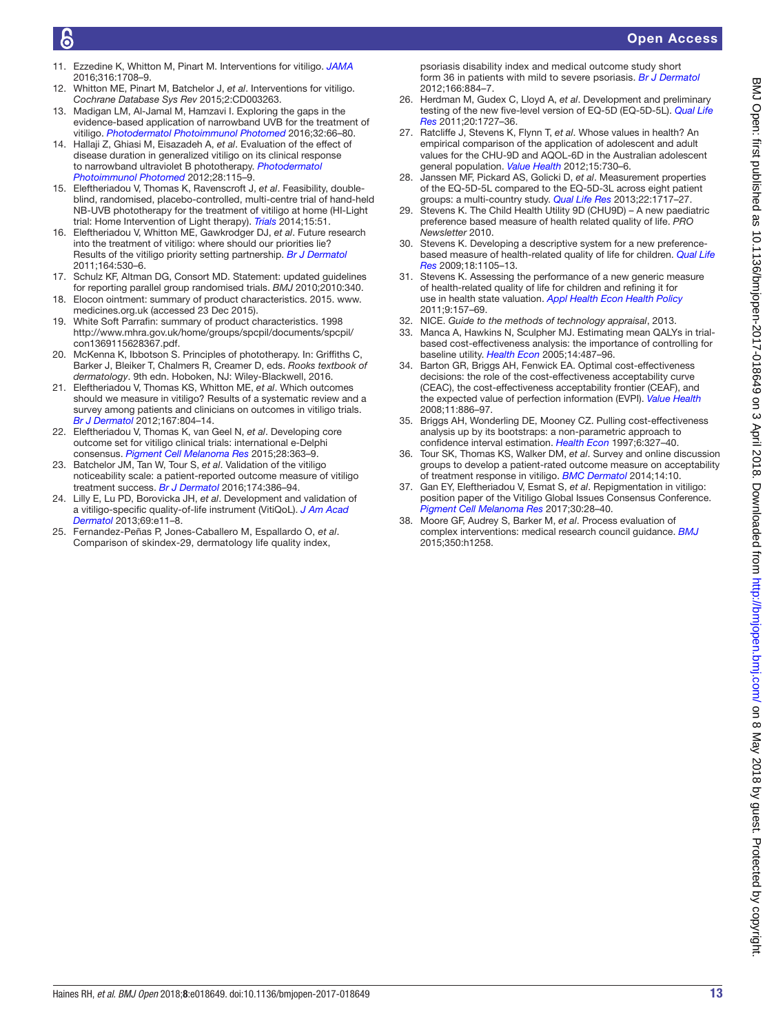11. Ezzedine K, Whitton M, Pinart M. Interventions for vitiligo. *JAMA* 2016;316:1708–9.
12. Whitton ME, Pinart M, Batchelor J, *et al*. Interventions for vitiligo. *Cochrane Database Sys Rev* 2015;2:CD003263.
13. Madigan LM, Al-Jamal M, Hamzavi I. Exploring the gaps in the evidence-based application of narrowband UVB for the treatment of vitiligo. *Photodermatol Photoimmunol Photomed* 2016;32:66–80.
14. Hallaji Z, Ghiasi M, Eisazadeh A, *et al*. Evaluation of the effect of disease duration in generalized vitiligo on its clinical response to narrowband ultraviolet B phototherapy. *Photodermatol Photoimmunol Photomed* 2012;28:115–9.
15. Eleftheriadou V, Thomas K, Ravenscroft J, *et al*. Feasibility, double-blind, randomised, placebo-controlled, multi-centre trial of hand-held NB-UVB phototherapy for the treatment of vitiligo at home (HI-Light trial: Home Intervention of Light therapy). *Trials* 2014;15:51.
16. Eleftheriadou V, Whitton ME, Gawkrodger DJ, *et al*. Future research into the treatment of vitiligo: where should our priorities lie? Results of the vitiligo priority setting partnership. *Br J Dermatol* 2011;164:530–6.
17. Schulz KF, Altman DG, Consort MD. Statement: updated guidelines for reporting parallel group randomised trials. *BMJ* 2010;2010:340.
18. Elocon ointment: summary of product characteristics. 2015. www.medicines.org.uk (accessed 23 Dec 2015).
19. White Soft Parrafin: summary of product characteristics. 1998 http://www.mhra.gov.uk/home/groups/spcpil/documents/spcpil/con1369115628367.pdf.
20. McKenna K, Ibbotson S. Principles of phototherapy. In: Griffiths C, Barker J, Bleiker T, Chalmers R, Creamer D, eds. *Rooks textbook of dermatology*. 9th edn. Hoboken, NJ: Wiley-Blackwell, 2016.
21. Eleftheriadou V, Thomas KS, Whitton ME, *et al*. Which outcomes should we measure in vitiligo? Results of a systematic review and a survey among patients and clinicians on outcomes in vitiligo trials. *Br J Dermatol* 2012;167:804–14.
22. Eleftheriadou V, Thomas K, van Geel N, *et al*. Developing core outcome set for vitiligo clinical trials: international e-Delphi consensus. *Pigment Cell Melanoma Res* 2015;28:363–9.
23. Batchelor JM, Tan W, Tour S, *et al*. Validation of the vitiligo noticeability scale: a patient-reported outcome measure of vitiligo treatment success. *Br J Dermatol* 2016;174:386–94.
24. Lilly E, Lu PD, Borovicka JH, *et al*. Development and validation of a vitiligo-specific quality-of-life instrument (VitiQoL). *J Am Acad Dermatol* 2013;69:e11–8.
25. Fernandez-Peñas P, Jones-Caballero M, Espallardo O, *et al*. Comparison of skindex-29, dermatology life quality index, psoriasis disability index and medical outcome study short form 36 in patients with mild to severe psoriasis. *Br J Dermatol* 2012;166:884–7.
26. Herdman M, Gudex C, Lloyd A, *et al*. Development and preliminary testing of the new five-level version of EQ-5D (EQ-5D-5L). *Qual Life Res* 2011;20:1727–36.
27. Ratcliffe J, Stevens K, Flynn T, *et al*. Whose values in health? An empirical comparison of the application of adolescent and adult values for the CHU-9D and AQOL-6D in the Australian adolescent general population. *Value Health* 2012;15:730–6.
28. Janssen MF, Pickard AS, Golicki D, *et al*. Measurement properties of the EQ-5D-5L compared to the EQ-5D-3L across eight patient groups: a multi-country study. *Qual Life Res* 2013;22:1717–27.
29. Stevens K. The Child Health Utility 9D (CHU9D) – A new paediatric preference based measure of health related quality of life. *PRO Newsletter* 2010.
30. Stevens K. Developing a descriptive system for a new preference-based measure of health-related quality of life for children. *Qual Life Res* 2009;18:1105–13.
31. Stevens K. Assessing the performance of a new generic measure of health-related quality of life for children and refining it for use in health state valuation. *Appl Health Econ Health Policy* 2011;9:157–69.
32. NICE. *Guide to the methods of technology appraisal*, 2013.
33. Manca A, Hawkins N, Sculpher MJ. Estimating mean QALYs in trial-based cost-effectiveness analysis: the importance of controlling for baseline utility. *Health Econ* 2005;14:487–96.
34. Barton GR, Briggs AH, Fenwick EA. Optimal cost-effectiveness decisions: the role of the cost-effectiveness acceptability curve (CEAC), the cost-effectiveness acceptability frontier (CEAF), and the expected value of perfection information (EVPI). *Value Health* 2008;11:886–97.
35. Briggs AH, Wonderling DE, Mooney CZ. Pulling cost-effectiveness analysis up by its bootstraps: a non-parametric approach to confidence interval estimation. *Health Econ* 1997;6:327–40.
36. Tour SK, Thomas KS, Walker DM, *et al*. Survey and online discussion groups to develop a patient-rated outcome measure on acceptability of treatment response in vitiligo. *BMC Dermatol* 2014;14:10.
37. Gan EY, Eleftheriadou V, Esmat S, *et al*. Repigmentation in vitiligo: position paper of the Vitiligo Global Issues Consensus Conference. *Pigment Cell Melanoma Res* 2017;30:28–40.
38. Moore GF, Audrey S, Barker M, *et al*. Process evaluation of complex interventions: medical research council guidance. *BMJ* 2015;350:h1258.